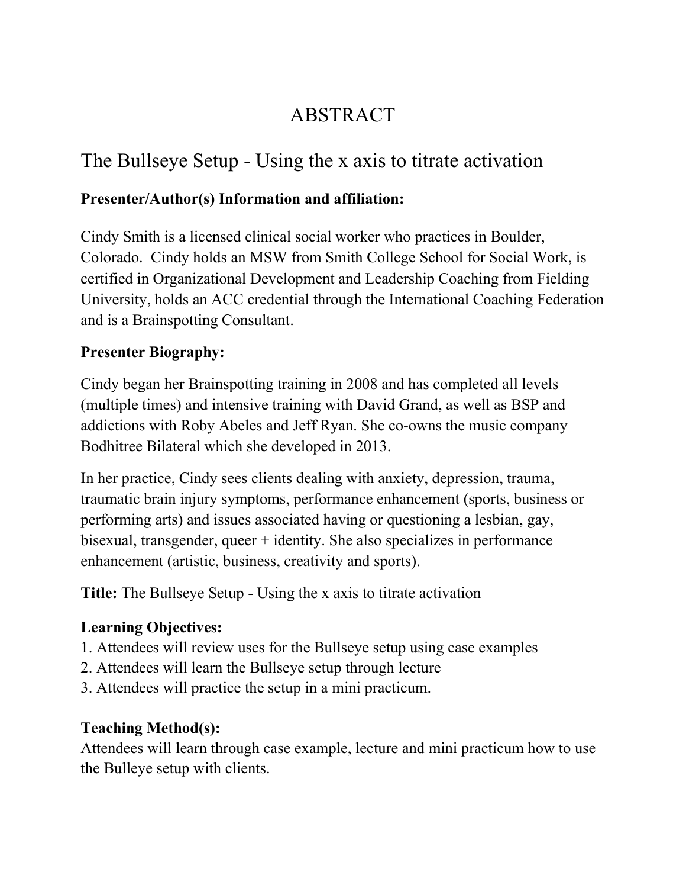# ABSTRACT

## The Bullseye Setup - Using the x axis to titrate activation

**Presenter/Author(s) Information and affiliation:**

Cindy Smith is a licensed clinical social worker who practices in Boulder, Colorado. Cindy holds an MSW from Smith College School for Social Work, is certified in Organizational Development and Leadership Coaching from Fielding University, holds an ACC credential through the International Coaching Federation and is a Brainspotting Consultant.

**Presenter Biography:**

Cindy began her Brainspotting training in 2008 and has completed all levels (multiple times) and intensive training with David Grand, as well as BSP and addictions with Roby Abeles and Jeff Ryan. She co-owns the music company Bodhitree Bilateral which she developed in 2013.

In her practice, Cindy sees clients dealing with anxiety, depression, trauma, traumatic brain injury symptoms, performance enhancement (sports, business or performing arts) and issues associated having or questioning a lesbian, gay, bisexual, transgender, queer + identity. She also specializes in performance enhancement (artistic, business, creativity and sports).

**Title:** The Bullseye Setup - Using the x axis to titrate activation

**Learning Objectives:**

1. Attendees will review uses for the Bullseye setup using case examples
2. Attendees will learn the Bullseye setup through lecture
3. Attendees will practice the setup in a mini practicum.

**Teaching Method(s):**

Attendees will learn through case example, lecture and mini practicum how to use the Bulleye setup with clients.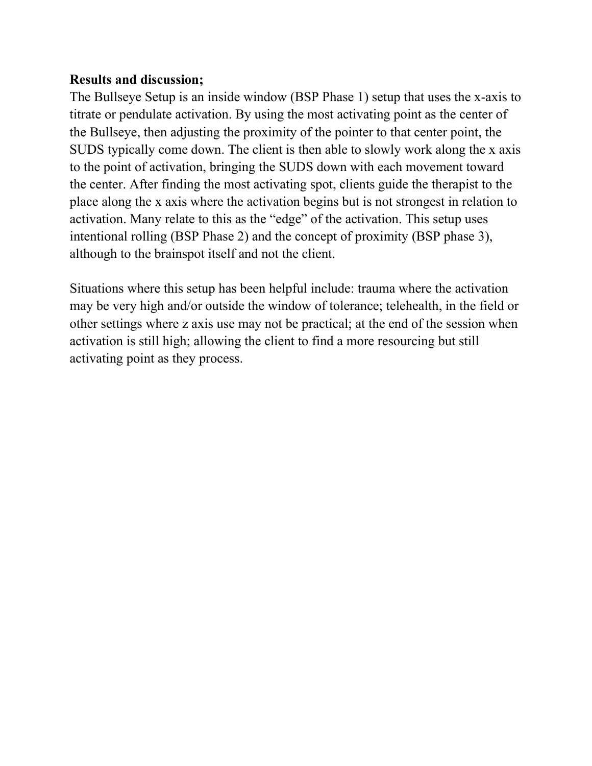**Results and discussion;**

The Bullseye Setup is an inside window (BSP Phase 1) setup that uses the x-axis to titrate or pendulate activation. By using the most activating point as the center of the Bullseye, then adjusting the proximity of the pointer to that center point, the SUDS typically come down. The client is then able to slowly work along the x axis to the point of activation, bringing the SUDS down with each movement toward the center. After finding the most activating spot, clients guide the therapist to the place along the x axis where the activation begins but is not strongest in relation to activation. Many relate to this as the "edge" of the activation. This setup uses intentional rolling (BSP Phase 2) and the concept of proximity (BSP phase 3), although to the brainspot itself and not the client.

Situations where this setup has been helpful include: trauma where the activation may be very high and/or outside the window of tolerance; telehealth, in the field or other settings where z axis use may not be practical; at the end of the session when activation is still high; allowing the client to find a more resourcing but still activating point as they process.